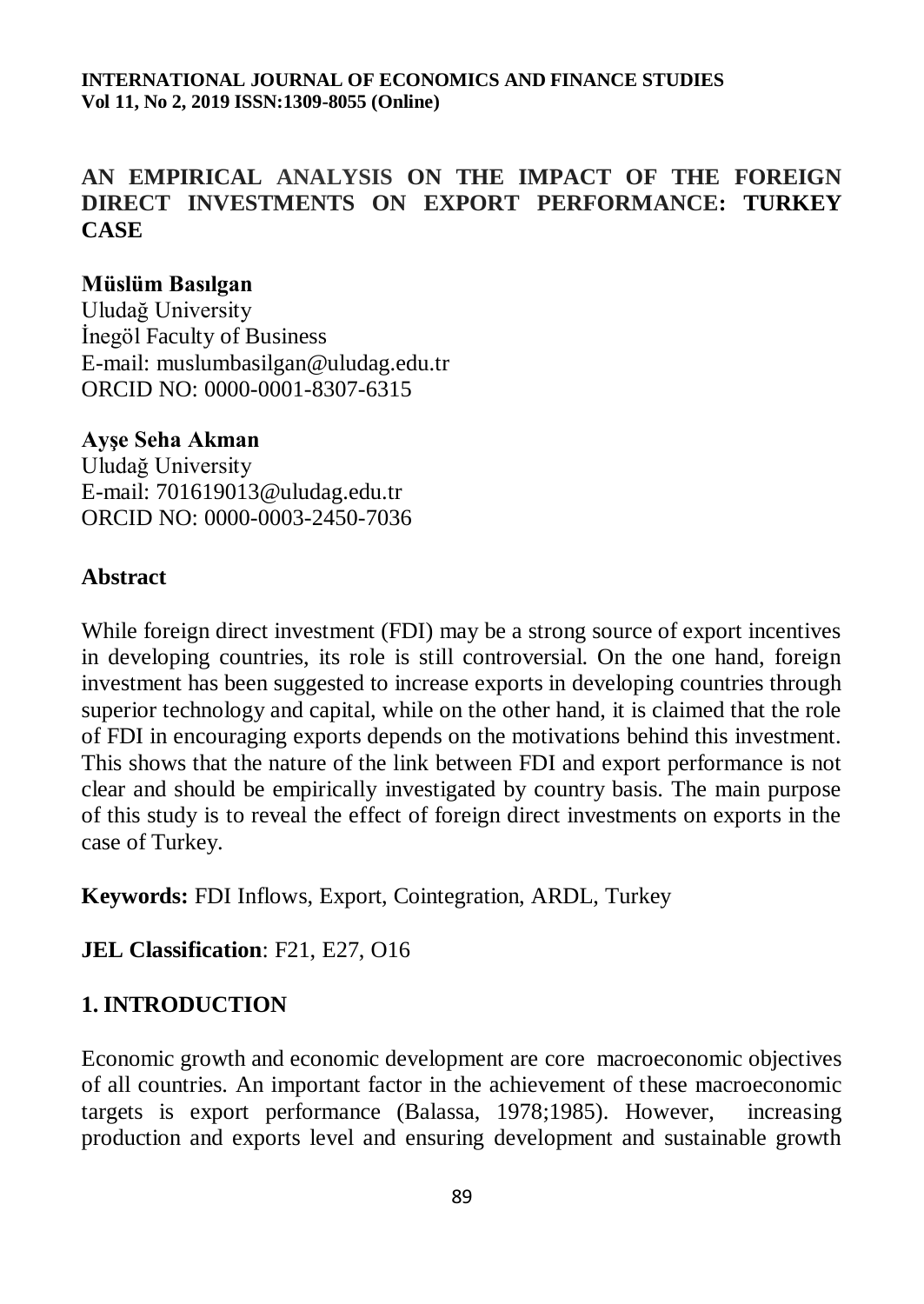**INTERNATIONAL JOURNAL OF ECONOMICS AND FINANCE STUDIES**
**Vol 11, No 2, 2019 ISSN:1309-8055 (Online)**

# AN EMPIRICAL ANALYSIS ON THE IMPACT OF THE FOREIGN DIRECT INVESTMENTS ON EXPORT PERFORMANCE: TURKEY CASE

**Müslüm Basılgan**
Uludağ University
İnegöl Faculty of Business
E-mail: muslumbasilgan@uludag.edu.tr
ORCID NO: 0000-0001-8307-6315

**Ayşe Seha Akman**
Uludağ University
E-mail: 701619013@uludag.edu.tr
ORCID NO: 0000-0003-2450-7036

## Abstract

While foreign direct investment (FDI) may be a strong source of export incentives in developing countries, its role is still controversial. On the one hand, foreign investment has been suggested to increase exports in developing countries through superior technology and capital, while on the other hand, it is claimed that the role of FDI in encouraging exports depends on the motivations behind this investment. This shows that the nature of the link between FDI and export performance is not clear and should be empirically investigated by country basis. The main purpose of this study is to reveal the effect of foreign direct investments on exports in the case of Turkey.

**Keywords:** FDI Inflows, Export, Cointegration, ARDL, Turkey

**JEL Classification**: F21, E27, O16

## 1. INTRODUCTION

Economic growth and economic development are core macroeconomic objectives of all countries. An important factor in the achievement of these macroeconomic targets is export performance (Balassa, 1978;1985). However, increasing production and exports level and ensuring development and sustainable growth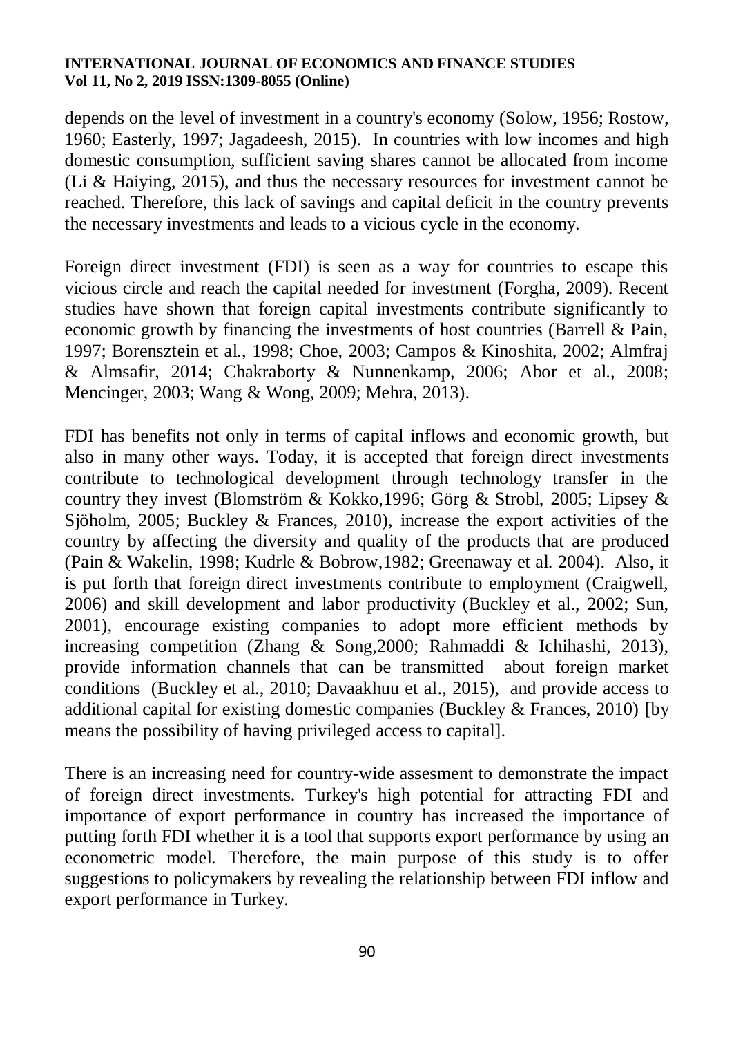depends on the level of investment in a country's economy (Solow, 1956; Rostow, 1960; Easterly, 1997; Jagadeesh, 2015). In countries with low incomes and high domestic consumption, sufficient saving shares cannot be allocated from income (Li & Haiying, 2015), and thus the necessary resources for investment cannot be reached. Therefore, this lack of savings and capital deficit in the country prevents the necessary investments and leads to a vicious cycle in the economy.

Foreign direct investment (FDI) is seen as a way for countries to escape this vicious circle and reach the capital needed for investment (Forgha, 2009). Recent studies have shown that foreign capital investments contribute significantly to economic growth by financing the investments of host countries (Barrell & Pain, 1997; Borensztein et al., 1998; Choe, 2003; Campos & Kinoshita, 2002; Almfraj & Almsafir, 2014; Chakraborty & Nunnenkamp, 2006; Abor et al., 2008; Mencinger, 2003; Wang & Wong, 2009; Mehra, 2013).

FDI has benefits not only in terms of capital inflows and economic growth, but also in many other ways. Today, it is accepted that foreign direct investments contribute to technological development through technology transfer in the country they invest (Blomström & Kokko,1996; Görg & Strobl, 2005; Lipsey & Sjöholm, 2005; Buckley & Frances, 2010), increase the export activities of the country by affecting the diversity and quality of the products that are produced (Pain & Wakelin, 1998; Kudrle & Bobrow,1982; Greenaway et al. 2004). Also, it is put forth that foreign direct investments contribute to employment (Craigwell, 2006) and skill development and labor productivity (Buckley et al., 2002; Sun, 2001), encourage existing companies to adopt more efficient methods by increasing competition (Zhang & Song,2000; Rahmaddi & Ichihashi, 2013), provide information channels that can be transmitted about foreign market conditions (Buckley et al., 2010; Davaakhuu et al., 2015), and provide access to additional capital for existing domestic companies (Buckley & Frances, 2010) [by means the possibility of having privileged access to capital].

There is an increasing need for country-wide assesment to demonstrate the impact of foreign direct investments. Turkey's high potential for attracting FDI and importance of export performance in country has increased the importance of putting forth FDI whether it is a tool that supports export performance by using an econometric model. Therefore, the main purpose of this study is to offer suggestions to policymakers by revealing the relationship between FDI inflow and export performance in Turkey.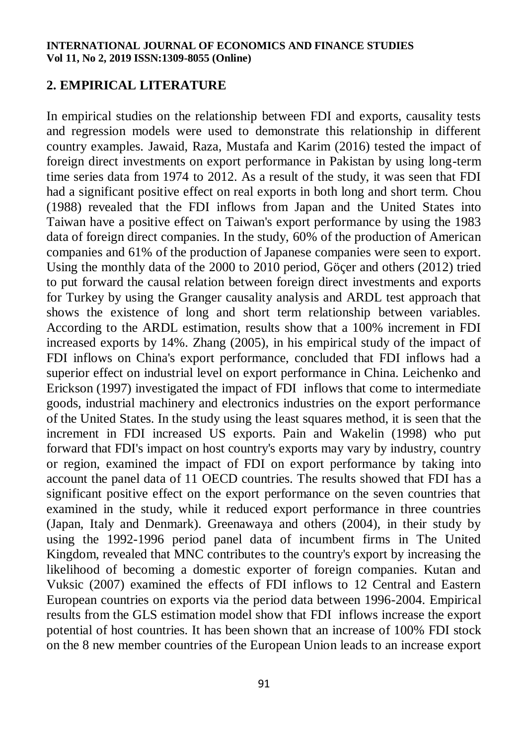## 2. EMPIRICAL LITERATURE

In empirical studies on the relationship between FDI and exports, causality tests and regression models were used to demonstrate this relationship in different country examples. Jawaid, Raza, Mustafa and Karim (2016) tested the impact of foreign direct investments on export performance in Pakistan by using long-term time series data from 1974 to 2012. As a result of the study, it was seen that FDI had a significant positive effect on real exports in both long and short term. Chou (1988) revealed that the FDI inflows from Japan and the United States into Taiwan have a positive effect on Taiwan's export performance by using the 1983 data of foreign direct companies. In the study, 60% of the production of American companies and 61% of the production of Japanese companies were seen to export. Using the monthly data of the 2000 to 2010 period, Göçer and others (2012) tried to put forward the causal relation between foreign direct investments and exports for Turkey by using the Granger causality analysis and ARDL test approach that shows the existence of long and short term relationship between variables. According to the ARDL estimation, results show that a 100% increment in FDI increased exports by 14%. Zhang (2005), in his empirical study of the impact of FDI inflows on China's export performance, concluded that FDI inflows had a superior effect on industrial level on export performance in China. Leichenko and Erickson (1997) investigated the impact of FDI inflows that come to intermediate goods, industrial machinery and electronics industries on the export performance of the United States. In the study using the least squares method, it is seen that the increment in FDI increased US exports. Pain and Wakelin (1998) who put forward that FDI's impact on host country's exports may vary by industry, country or region, examined the impact of FDI on export performance by taking into account the panel data of 11 OECD countries. The results showed that FDI has a significant positive effect on the export performance on the seven countries that examined in the study, while it reduced export performance in three countries (Japan, Italy and Denmark). Greenawaya and others (2004), in their study by using the 1992-1996 period panel data of incumbent firms in The United Kingdom, revealed that MNC contributes to the country's export by increasing the likelihood of becoming a domestic exporter of foreign companies. Kutan and Vuksic (2007) examined the effects of FDI inflows to 12 Central and Eastern European countries on exports via the period data between 1996-2004. Empirical results from the GLS estimation model show that FDI inflows increase the export potential of host countries. It has been shown that an increase of 100% FDI stock on the 8 new member countries of the European Union leads to an increase export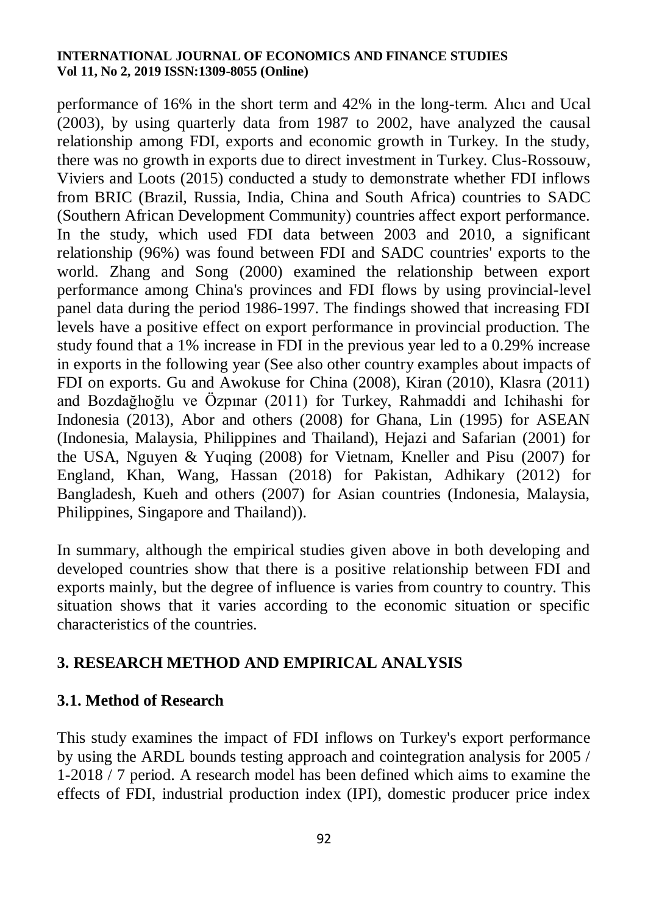performance of 16% in the short term and 42% in the long-term. Alıcı and Ucal (2003), by using quarterly data from 1987 to 2002, have analyzed the causal relationship among FDI, exports and economic growth in Turkey. In the study, there was no growth in exports due to direct investment in Turkey. Clus-Rossouw, Viviers and Loots (2015) conducted a study to demonstrate whether FDI inflows from BRIC (Brazil, Russia, India, China and South Africa) countries to SADC (Southern African Development Community) countries affect export performance. In the study, which used FDI data between 2003 and 2010, a significant relationship (96%) was found between FDI and SADC countries' exports to the world. Zhang and Song (2000) examined the relationship between export performance among China's provinces and FDI flows by using provincial-level panel data during the period 1986-1997. The findings showed that increasing FDI levels have a positive effect on export performance in provincial production. The study found that a 1% increase in FDI in the previous year led to a 0.29% increase in exports in the following year (See also other country examples about impacts of FDI on exports. Gu and Awokuse for China (2008), Kiran (2010), Klasra (2011) and Bozdağlıoğlu ve Özpınar (2011) for Turkey, Rahmaddi and Ichihashi for Indonesia (2013), Abor and others (2008) for Ghana, Lin (1995) for ASEAN (Indonesia, Malaysia, Philippines and Thailand), Hejazi and Safarian (2001) for the USA, Nguyen & Yuqing (2008) for Vietnam, Kneller and Pisu (2007) for England, Khan, Wang, Hassan (2018) for Pakistan, Adhikary (2012) for Bangladesh, Kueh and others (2007) for Asian countries (Indonesia, Malaysia, Philippines, Singapore and Thailand)).

In summary, although the empirical studies given above in both developing and developed countries show that there is a positive relationship between FDI and exports mainly, but the degree of influence is varies from country to country. This situation shows that it varies according to the economic situation or specific characteristics of the countries.

## 3. RESEARCH METHOD AND EMPIRICAL ANALYSIS

### 3.1. Method of Research

This study examines the impact of FDI inflows on Turkey's export performance by using the ARDL bounds testing approach and cointegration analysis for 2005 / 1-2018 / 7 period. A research model has been defined which aims to examine the effects of FDI, industrial production index (IPI), domestic producer price index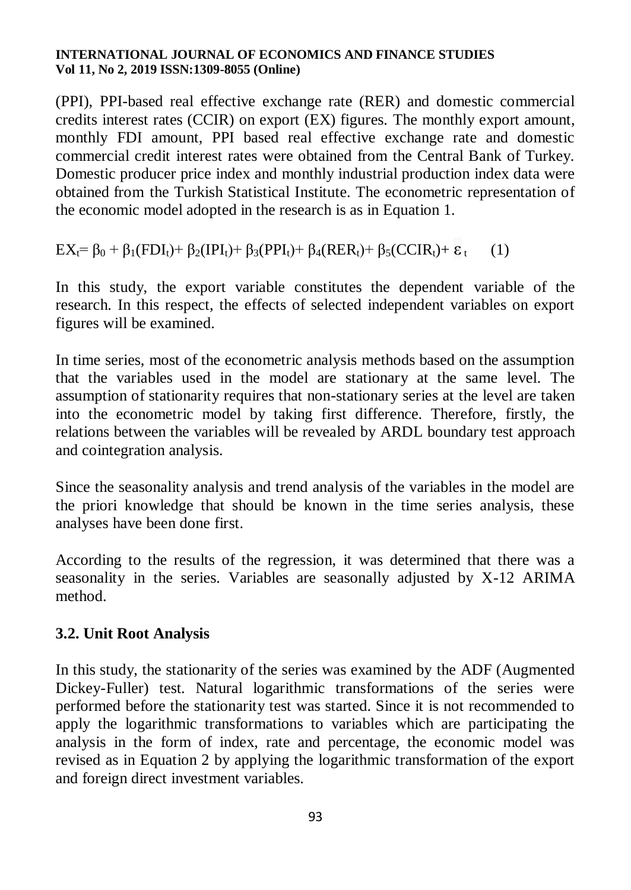(PPI), PPI-based real effective exchange rate (RER) and domestic commercial credits interest rates (CCIR) on export (EX) figures. The monthly export amount, monthly FDI amount, PPI based real effective exchange rate and domestic commercial credit interest rates were obtained from the Central Bank of Turkey. Domestic producer price index and monthly industrial production index data were obtained from the Turkish Statistical Institute. The econometric representation of the economic model adopted in the research is as in Equation 1.

$$EX_t = \beta_0 + \beta_1(FDI_t) + \beta_2(IPI_t) + \beta_3(PPI_t) + \beta_4(RER_t) + \beta_5(CCIR_t) + \varepsilon_t \quad (1)$$

In this study, the export variable constitutes the dependent variable of the research. In this respect, the effects of selected independent variables on export figures will be examined.

In time series, most of the econometric analysis methods based on the assumption that the variables used in the model are stationary at the same level. The assumption of stationarity requires that non-stationary series at the level are taken into the econometric model by taking first difference. Therefore, firstly, the relations between the variables will be revealed by ARDL boundary test approach and cointegration analysis.

Since the seasonality analysis and trend analysis of the variables in the model are the priori knowledge that should be known in the time series analysis, these analyses have been done first.

According to the results of the regression, it was determined that there was a seasonality in the series. Variables are seasonally adjusted by X-12 ARIMA method.

### 3.2. Unit Root Analysis

In this study, the stationarity of the series was examined by the ADF (Augmented Dickey-Fuller) test. Natural logarithmic transformations of the series were performed before the stationarity test was started. Since it is not recommended to apply the logarithmic transformations to variables which are participating the analysis in the form of index, rate and percentage, the economic model was revised as in Equation 2 by applying the logarithmic transformation of the export and foreign direct investment variables.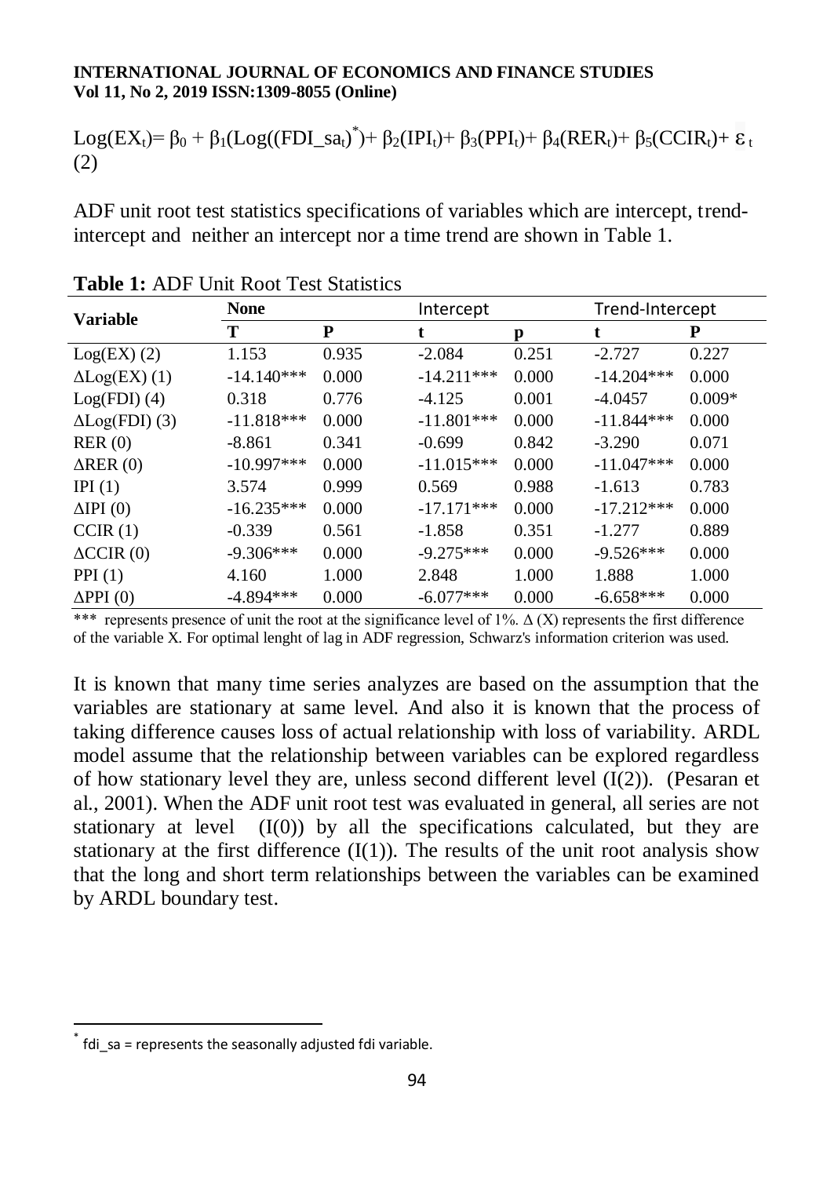$$\text{Log}(EX_t)= \beta_0 + \beta_1(\text{Log}((FDI\_sa_t)^{*})+ \beta_2(IPI_t)+ \beta_3(PPI_t)+ \beta_4(RER_t)+ \beta_5(CCIR_t)+ \varepsilon_t \quad (2)$$

ADF unit root test statistics specifications of variables which are intercept, trend-intercept and neither an intercept nor a time trend are shown in Table 1.

**Table 1:** ADF Unit Root Test Statistics

| Variable | None | | Intercept | | Trend-Intercept | |
|---|---|---|---|---|---|---|
| | T | P | t | p | t | P |
| Log(EX) (2) | 1.153 | 0.935 | -2.084 | 0.251 | -2.727 | 0.227 |
| ΔLog(EX) (1) | -14.140*** | 0.000 | -14.211*** | 0.000 | -14.204*** | 0.000 |
| Log(FDI) (4) | 0.318 | 0.776 | -4.125 | 0.001 | -4.0457 | 0.009* |
| ΔLog(FDI) (3) | -11.818*** | 0.000 | -11.801*** | 0.000 | -11.844*** | 0.000 |
| RER (0) | -8.861 | 0.341 | -0.699 | 0.842 | -3.290 | 0.071 |
| ΔRER (0) | -10.997*** | 0.000 | -11.015*** | 0.000 | -11.047*** | 0.000 |
| IPI (1) | 3.574 | 0.999 | 0.569 | 0.988 | -1.613 | 0.783 |
| ΔIPI (0) | -16.235*** | 0.000 | -17.171*** | 0.000 | -17.212*** | 0.000 |
| CCIR (1) | -0.339 | 0.561 | -1.858 | 0.351 | -1.277 | 0.889 |
| ΔCCIR (0) | -9.306*** | 0.000 | -9.275*** | 0.000 | -9.526*** | 0.000 |
| PPI (1) | 4.160 | 1.000 | 2.848 | 1.000 | 1.888 | 1.000 |
| ΔPPI (0) | -4.894*** | 0.000 | -6.077*** | 0.000 | -6.658*** | 0.000 |

*** represents presence of unit the root at the significance level of 1%. Δ (X) represents the first difference of the variable X. For optimal lenght of lag in ADF regression, Schwarz's information criterion was used.

It is known that many time series analyzes are based on the assumption that the variables are stationary at same level. And also it is known that the process of taking difference causes loss of actual relationship with loss of variability. ARDL model assume that the relationship between variables can be explored regardless of how stationary level they are, unless second different level (I(2)). (Pesaran et al., 2001). When the ADF unit root test was evaluated in general, all series are not stationary at level (I(0)) by all the specifications calculated, but they are stationary at the first difference (I(1)). The results of the unit root analysis show that the long and short term relationships between the variables can be examined by ARDL boundary test.

[*] fdi_sa = represents the seasonally adjusted fdi variable.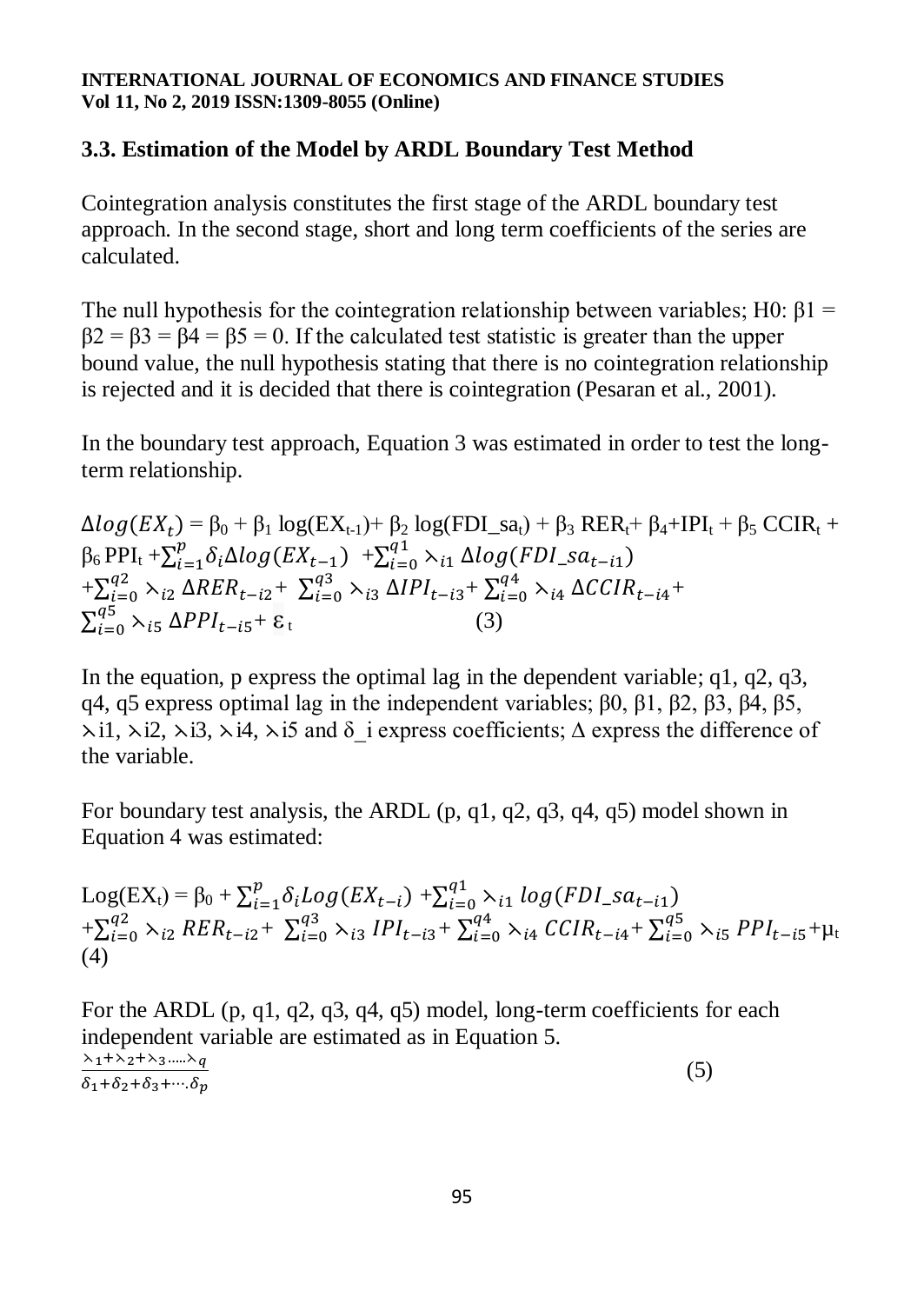### 3.3. Estimation of the Model by ARDL Boundary Test Method

Cointegration analysis constitutes the first stage of the ARDL boundary test approach. In the second stage, short and long term coefficients of the series are calculated.

The null hypothesis for the cointegration relationship between variables; H0: $\beta 1 = \beta 2 = \beta 3 = \beta 4 = \beta 5 = 0$. If the calculated test statistic is greater than the upper bound value, the null hypothesis stating that there is no cointegration relationship is rejected and it is decided that there is cointegration (Pesaran et al., 2001).

In the boundary test approach, Equation 3 was estimated in order to test the long-term relationship.

$$\Delta log(EX_t) = \beta_0 + \beta_1 \log(EX_{t-1}) + \beta_2 \log(FDI\_sa_t) + \beta_3 RER_t + \beta_4 + IPI_t + \beta_5 CCIR_t + \beta_6 PPI_t + \sum_{i=1}^{p} \delta_i \Delta log(EX_{t-1}) + \sum_{i=0}^{q1} \lambda_{i1} \Delta log(FDI\_sa_{t-i1}) + \sum_{i=0}^{q2} \lambda_{i2} \Delta RER_{t-i2} + \sum_{i=0}^{q3} \lambda_{i3} \Delta IPI_{t-i3} + \sum_{i=0}^{q4} \lambda_{i4} \Delta CCIR_{t-i4} + \sum_{i=0}^{q5} \lambda_{i5} \Delta PPI_{t-i5} + \varepsilon_t \quad (3)$$

In the equation, p express the optimal lag in the dependent variable; q1, q2, q3, q4, q5 express optimal lag in the independent variables; $\beta 0$, $\beta 1$, $\beta 2$, $\beta 3$, $\beta 4$, $\beta 5$, $\lambda i1$, $\lambda i2$, $\lambda i3$, $\lambda i4$, $\lambda i5$ and $\delta\_i$ express coefficients; $\Delta$ express the difference of the variable.

For boundary test analysis, the ARDL (p, q1, q2, q3, q4, q5) model shown in Equation 4 was estimated:

$$Log(EX_t) = \beta_0 + \sum_{i=1}^{p} \delta_i Log(EX_{t-i}) + \sum_{i=0}^{q1} \lambda_{i1} log(FDI\_sa_{t-i1}) + \sum_{i=0}^{q2} \lambda_{i2} RER_{t-i2} + \sum_{i=0}^{q3} \lambda_{i3} IPI_{t-i3} + \sum_{i=0}^{q4} \lambda_{i4} CCIR_{t-i4} + \sum_{i=0}^{q5} \lambda_{i5} PPI_{t-i5} + \mu_t \quad (4)$$

For the ARDL (p, q1, q2, q3, q4, q5) model, long-term coefficients for each independent variable are estimated as in Equation 5.

$$\frac{\lambda_1 + \lambda_2 + \lambda_3 \ldots\ldots \lambda_q}{\delta_1 + \delta_2 + \delta_3 + \cdots . \delta_p} \quad (5)$$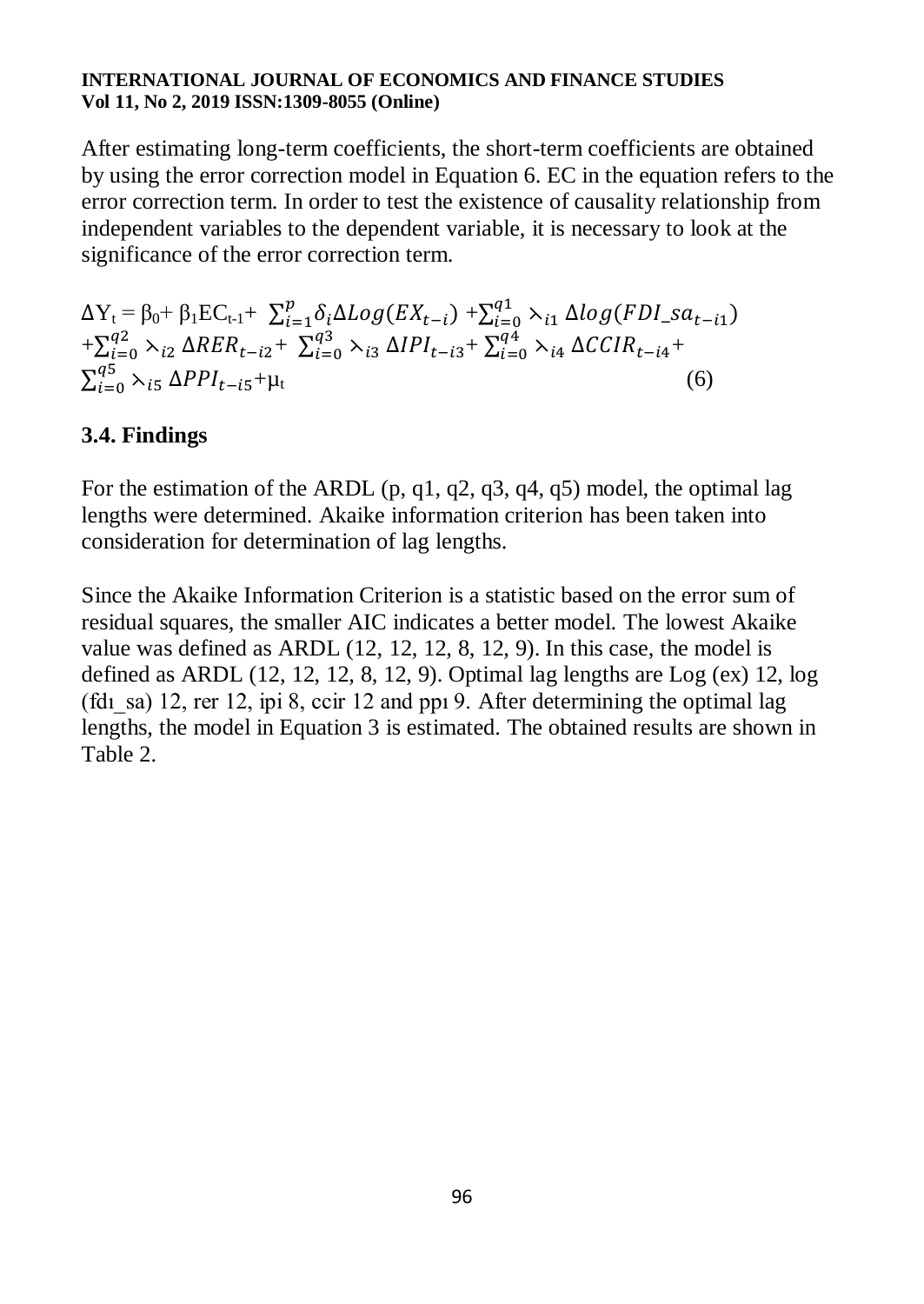After estimating long-term coefficients, the short-term coefficients are obtained by using the error correction model in Equation 6. EC in the equation refers to the error correction term. In order to test the existence of causality relationship from independent variables to the dependent variable, it is necessary to look at the significance of the error correction term.

$$\Delta Y_t = \beta_0 + \beta_1 EC_{t-1} + \sum_{i=1}^{p} \delta_i \Delta Log(EX_{t-i}) + \sum_{i=0}^{q1} \curlywedge_{i1} \Delta log(FDI\_sa_{t-i1}) + \sum_{i=0}^{q2} \curlywedge_{i2} \Delta RER_{t-i2} + \sum_{i=0}^{q3} \curlywedge_{i3} \Delta IPI_{t-i3} + \sum_{i=0}^{q4} \curlywedge_{i4} \Delta CCIR_{t-i4} + \sum_{i=0}^{q5} \curlywedge_{i5} \Delta PPI_{t-i5} + \mu_t \quad (6)$$

### 3.4. Findings

For the estimation of the ARDL (p, q1, q2, q3, q4, q5) model, the optimal lag lengths were determined. Akaike information criterion has been taken into consideration for determination of lag lengths.

Since the Akaike Information Criterion is a statistic based on the error sum of residual squares, the smaller AIC indicates a better model. The lowest Akaike value was defined as ARDL (12, 12, 12, 8, 12, 9). In this case, the model is defined as ARDL (12, 12, 12, 8, 12, 9). Optimal lag lengths are Log (ex) 12, log (fdı_sa) 12, rer 12, ipi 8, ccir 12 and ppı 9. After determining the optimal lag lengths, the model in Equation 3 is estimated. The obtained results are shown in Table 2.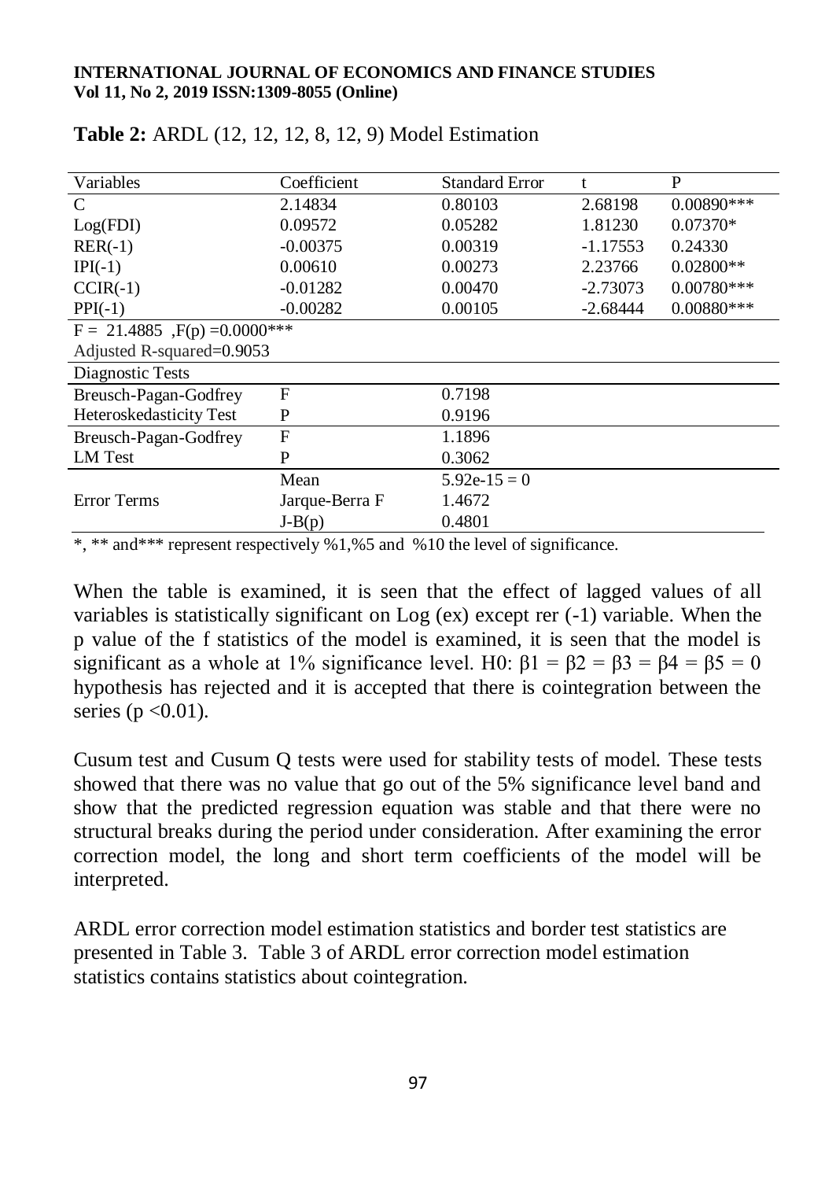**Table 2:** ARDL (12, 12, 12, 8, 12, 9) Model Estimation

| Variables | Coefficient | Standard Error | t | P |
|---|---|---|---|---|
| C | 2.14834 | 0.80103 | 2.68198 | 0.00890*** |
| Log(FDI) | 0.09572 | 0.05282 | 1.81230 | 0.07370* |
| RER(-1) | -0.00375 | 0.00319 | -1.17553 | 0.24330 |
| IPI(-1) | 0.00610 | 0.00273 | 2.23766 | 0.02800** |
| CCIR(-1) | -0.01282 | 0.00470 | -2.73073 | 0.00780*** |
| PPI(-1) | -0.00282 | 0.00105 | -2.68444 | 0.00880*** |
| F = 21.4885 ,F(p) =0.0000*** | | | | |
| Adjusted R-squared=0.9053 | | | | |
| Diagnostic Tests | | | | |
| Breusch-Pagan-Godfrey Heteroskedasticity Test | F | 0.7198 | | |
| | P | 0.9196 | | |
| Breusch-Pagan-Godfrey LM Test | F | 1.1896 | | |
| | P | 0.3062 | | |
| Error Terms | Mean | 5.92e-15 = 0 | | |
| | Jarque-Berra F | 1.4672 | | |
| | J-B(p) | 0.4801 | | |

*, ** and*** represent respectively %1,%5 and %10 the level of significance.

When the table is examined, it is seen that the effect of lagged values of all variables is statistically significant on Log (ex) except rer (-1) variable. When the p value of the f statistics of the model is examined, it is seen that the model is significant as a whole at 1% significance level. H0: $\beta1 = \beta2 = \beta3 = \beta4 = \beta5 = 0$ hypothesis has rejected and it is accepted that there is cointegration between the series ($p < 0.01$).

Cusum test and Cusum Q tests were used for stability tests of model. These tests showed that there was no value that go out of the 5% significance level band and show that the predicted regression equation was stable and that there were no structural breaks during the period under consideration. After examining the error correction model, the long and short term coefficients of the model will be interpreted.

ARDL error correction model estimation statistics and border test statistics are presented in Table 3. Table 3 of ARDL error correction model estimation statistics contains statistics about cointegration.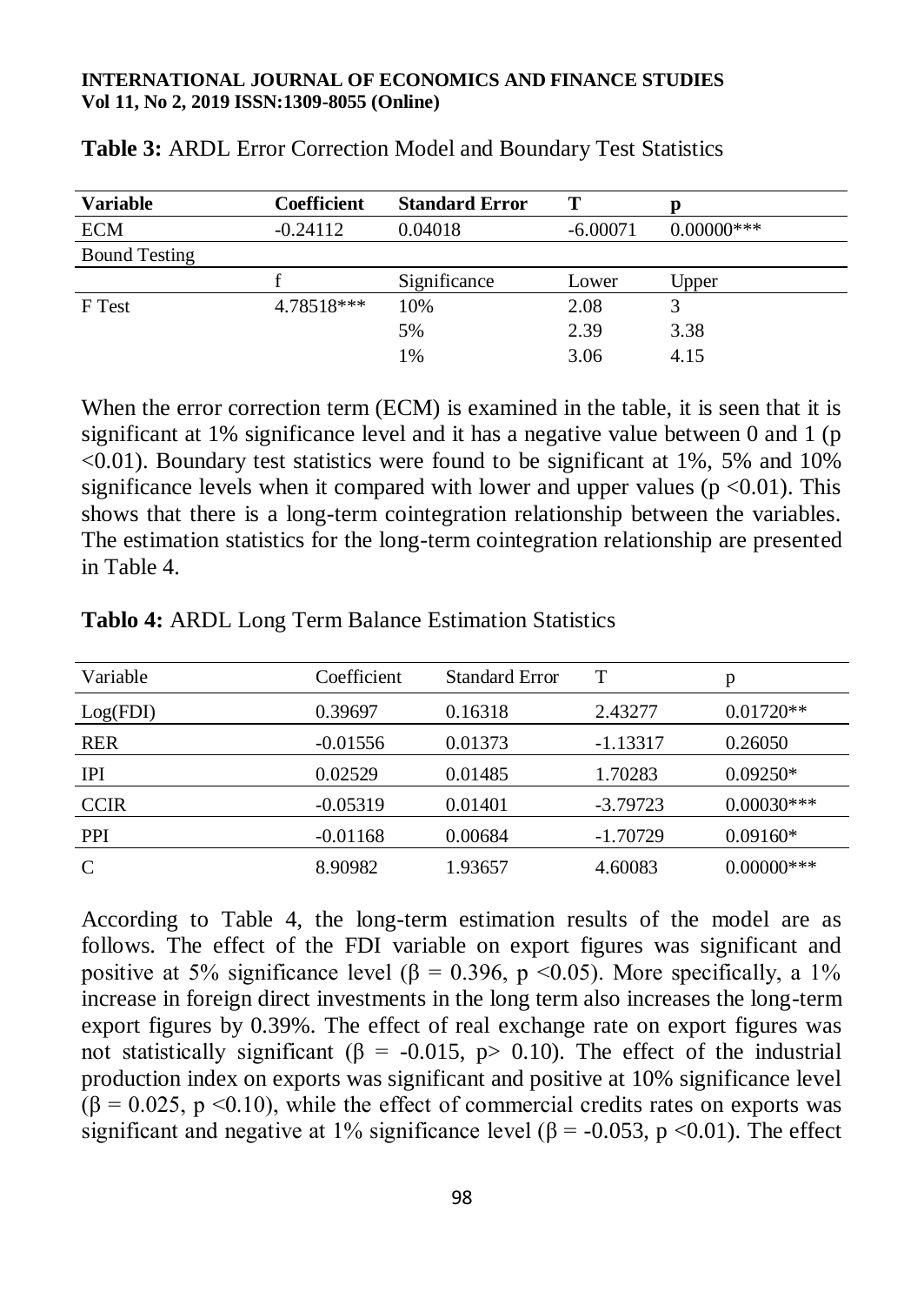**Table 3:** ARDL Error Correction Model and Boundary Test Statistics

| Variable | Coefficient | Standard Error | T | p |
|---|---|---|---|---|
| ECM | -0.24112 | 0.04018 | -6.00071 | 0.00000*** |
| Bound Testing | | | | |
| | f | Significance | Lower | Upper |
| F Test | 4.78518*** | 10% | 2.08 | 3 |
| | | 5% | 2.39 | 3.38 |
| | | 1% | 3.06 | 4.15 |

When the error correction term (ECM) is examined in the table, it is seen that it is significant at 1% significance level and it has a negative value between 0 and 1 ($p < 0.01$). Boundary test statistics were found to be significant at 1%, 5% and 10% significance levels when it compared with lower and upper values ($p < 0.01$). This shows that there is a long-term cointegration relationship between the variables. The estimation statistics for the long-term cointegration relationship are presented in Table 4.

**Tablo 4:** ARDL Long Term Balance Estimation Statistics

| Variable | Coefficient | Standard Error | T | p |
|---|---|---|---|---|
| Log(FDI) | 0.39697 | 0.16318 | 2.43277 | 0.01720** |
| RER | -0.01556 | 0.01373 | -1.13317 | 0.26050 |
| IPI | 0.02529 | 0.01485 | 1.70283 | 0.09250* |
| CCIR | -0.05319 | 0.01401 | -3.79723 | 0.00030*** |
| PPI | -0.01168 | 0.00684 | -1.70729 | 0.09160* |
| C | 8.90982 | 1.93657 | 4.60083 | 0.00000*** |

According to Table 4, the long-term estimation results of the model are as follows. The effect of the FDI variable on export figures was significant and positive at 5% significance level ($\beta = 0.396$, $p < 0.05$). More specifically, a 1% increase in foreign direct investments in the long term also increases the long-term export figures by 0.39%. The effect of real exchange rate on export figures was not statistically significant ($\beta = -0.015$, $p > 0.10$). The effect of the industrial production index on exports was significant and positive at 10% significance level ($\beta = 0.025$, $p < 0.10$), while the effect of commercial credits rates on exports was significant and negative at 1% significance level ($\beta = -0.053$, $p < 0.01$). The effect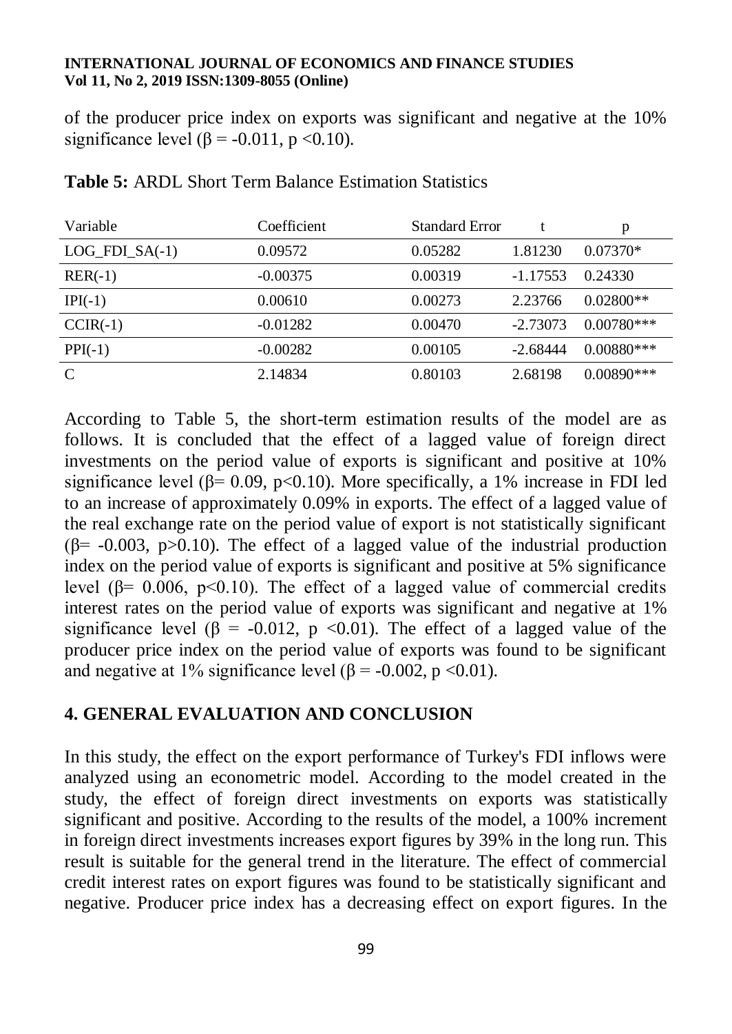of the producer price index on exports was significant and negative at the 10% significance level ($\beta = -0.011$, $p < 0.10$).

**Table 5:** ARDL Short Term Balance Estimation Statistics

| Variable | Coefficient | Standard Error | t | p |
|---|---|---|---|---|
| LOG_FDI_SA(-1) | 0.09572 | 0.05282 | 1.81230 | 0.07370* |
| RER(-1) | -0.00375 | 0.00319 | -1.17553 | 0.24330 |
| IPI(-1) | 0.00610 | 0.00273 | 2.23766 | 0.02800** |
| CCIR(-1) | -0.01282 | 0.00470 | -2.73073 | 0.00780*** |
| PPI(-1) | -0.00282 | 0.00105 | -2.68444 | 0.00880*** |
| C | 2.14834 | 0.80103 | 2.68198 | 0.00890*** |

According to Table 5, the short-term estimation results of the model are as follows. It is concluded that the effect of a lagged value of foreign direct investments on the period value of exports is significant and positive at 10% significance level ($\beta = 0.09$, $p < 0.10$). More specifically, a 1% increase in FDI led to an increase of approximately 0.09% in exports. The effect of a lagged value of the real exchange rate on the period value of export is not statistically significant ($\beta = -0.003$, $p > 0.10$). The effect of a lagged value of the industrial production index on the period value of exports is significant and positive at 5% significance level ($\beta = 0.006$, $p < 0.10$). The effect of a lagged value of commercial credits interest rates on the period value of exports was significant and negative at 1% significance level ($\beta = -0.012$, $p < 0.01$). The effect of a lagged value of the producer price index on the period value of exports was found to be significant and negative at 1% significance level ($\beta = -0.002$, $p < 0.01$).

## 4. GENERAL EVALUATION AND CONCLUSION

In this study, the effect on the export performance of Turkey's FDI inflows were analyzed using an econometric model. According to the model created in the study, the effect of foreign direct investments on exports was statistically significant and positive. According to the results of the model, a 100% increment in foreign direct investments increases export figures by 39% in the long run. This result is suitable for the general trend in the literature. The effect of commercial credit interest rates on export figures was found to be statistically significant and negative. Producer price index has a decreasing effect on export figures. In the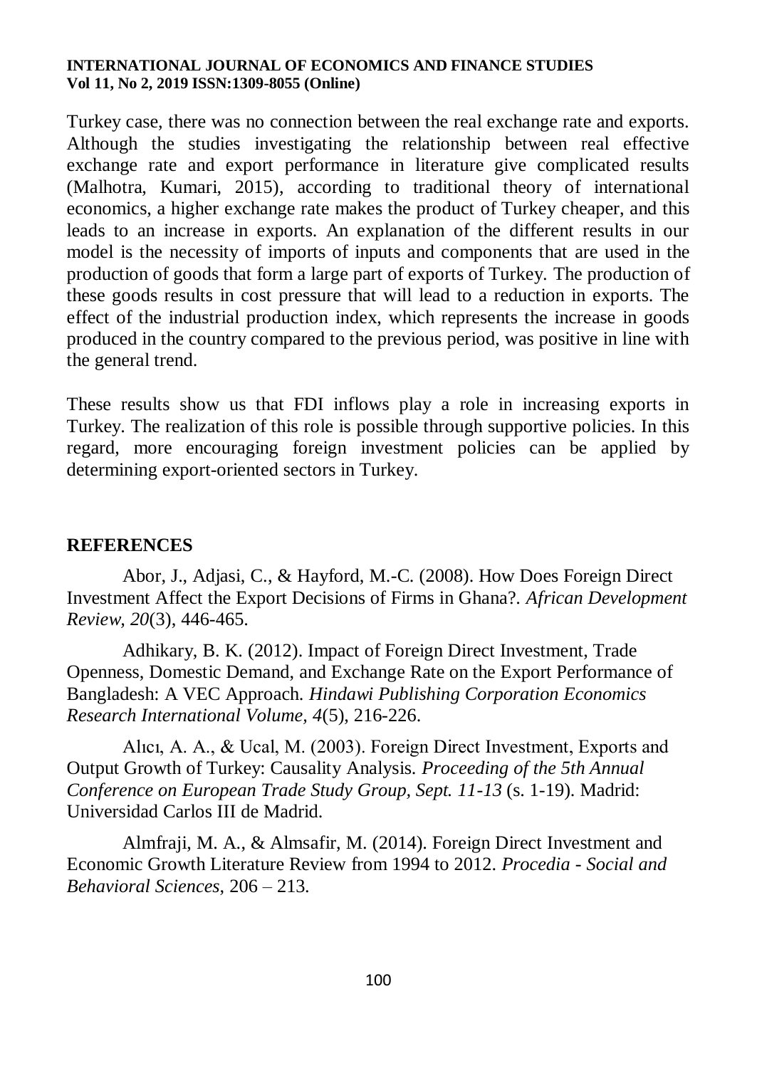Turkey case, there was no connection between the real exchange rate and exports. Although the studies investigating the relationship between real effective exchange rate and export performance in literature give complicated results (Malhotra, Kumari, 2015), according to traditional theory of international economics, a higher exchange rate makes the product of Turkey cheaper, and this leads to an increase in exports. An explanation of the different results in our model is the necessity of imports of inputs and components that are used in the production of goods that form a large part of exports of Turkey. The production of these goods results in cost pressure that will lead to a reduction in exports. The effect of the industrial production index, which represents the increase in goods produced in the country compared to the previous period, was positive in line with the general trend.

These results show us that FDI inflows play a role in increasing exports in Turkey. The realization of this role is possible through supportive policies. In this regard, more encouraging foreign investment policies can be applied by determining export-oriented sectors in Turkey.

## REFERENCES

Abor, J., Adjasi, C., & Hayford, M.-C. (2008). How Does Foreign Direct Investment Affect the Export Decisions of Firms in Ghana?. *African Development Review, 20*(3), 446-465.

Adhikary, B. K. (2012). Impact of Foreign Direct Investment, Trade Openness, Domestic Demand, and Exchange Rate on the Export Performance of Bangladesh: A VEC Approach. *Hindawi Publishing Corporation Economics Research International Volume, 4*(5), 216-226.

Alıcı, A. A., & Ucal, M. (2003). Foreign Direct Investment, Exports and Output Growth of Turkey: Causality Analysis. *Proceeding of the 5th Annual Conference on European Trade Study Group, Sept. 11-13* (s. 1-19). Madrid: Universidad Carlos III de Madrid.

Almfraji, M. A., & Almsafir, M. (2014). Foreign Direct Investment and Economic Growth Literature Review from 1994 to 2012. *Procedia - Social and Behavioral Sciences*, 206 – 213.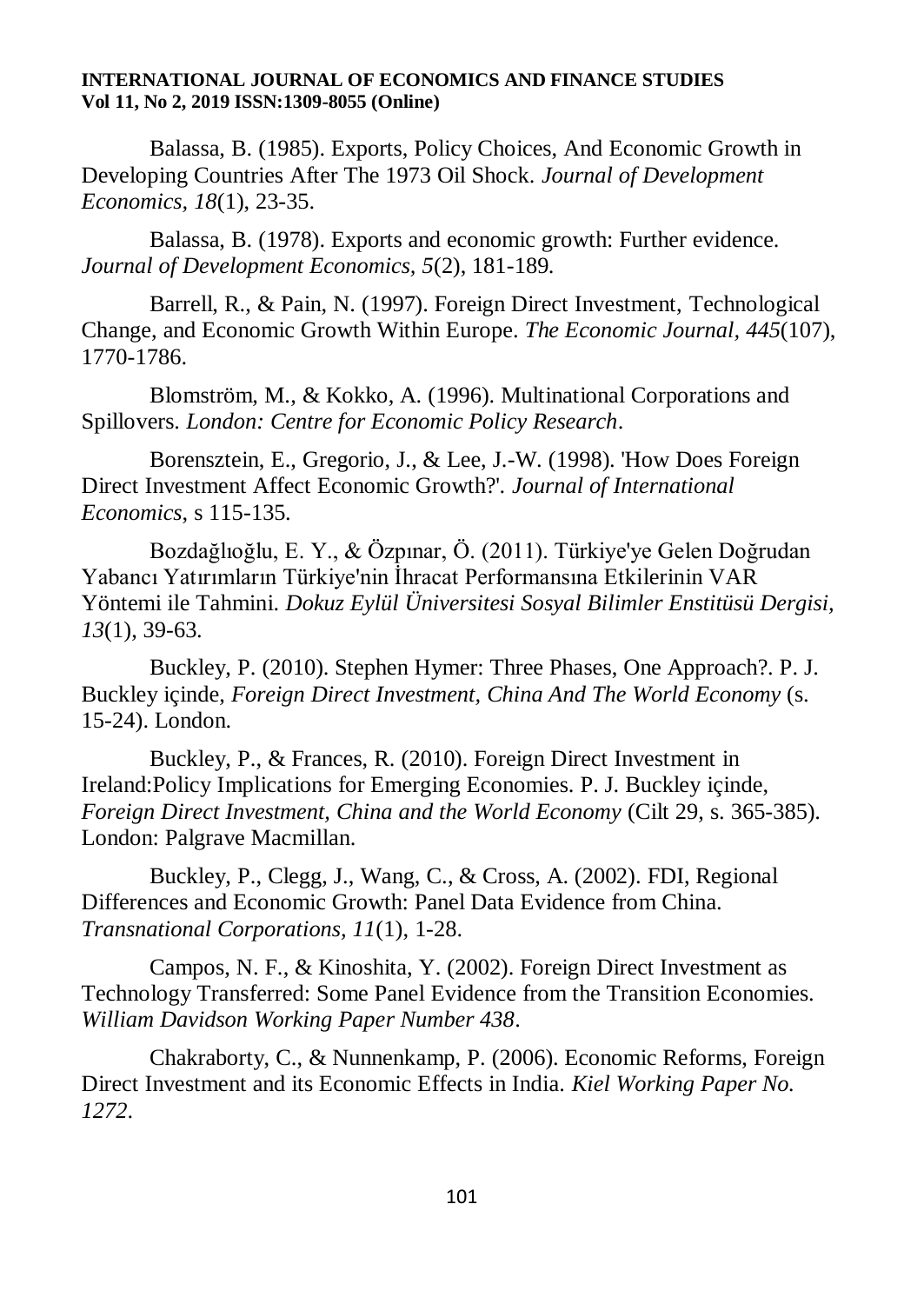Balassa, B. (1985). Exports, Policy Choices, And Economic Growth in Developing Countries After The 1973 Oil Shock. *Journal of Development Economics, 18*(1), 23-35.

Balassa, B. (1978). Exports and economic growth: Further evidence. *Journal of Development Economics, 5*(2), 181-189.

Barrell, R., & Pain, N. (1997). Foreign Direct Investment, Technological Change, and Economic Growth Within Europe. *The Economic Journal, 445*(107), 1770-1786.

Blomström, M., & Kokko, A. (1996). Multinational Corporations and Spillovers. *London: Centre for Economic Policy Research*.

Borensztein, E., Gregorio, J., & Lee, J.-W. (1998). 'How Does Foreign Direct Investment Affect Economic Growth?'. *Journal of International Economics*, s 115-135.

Bozdağlıoğlu, E. Y., & Özpınar, Ö. (2011). Türkiye'ye Gelen Doğrudan Yabancı Yatırımların Türkiye'nin İhracat Performansına Etkilerinin VAR Yöntemi ile Tahmini. *Dokuz Eylül Üniversitesi Sosyal Bilimler Enstitüsü Dergisi, 13*(1), 39-63.

Buckley, P. (2010). Stephen Hymer: Three Phases, One Approach?. P. J. Buckley içinde, *Foreign Direct Investment, China And The World Economy* (s. 15-24). London.

Buckley, P., & Frances, R. (2010). Foreign Direct Investment in Ireland:Policy Implications for Emerging Economies. P. J. Buckley içinde, *Foreign Direct Investment, China and the World Economy* (Cilt 29, s. 365-385). London: Palgrave Macmillan.

Buckley, P., Clegg, J., Wang, C., & Cross, A. (2002). FDI, Regional Differences and Economic Growth: Panel Data Evidence from China. *Transnational Corporations, 11*(1), 1-28.

Campos, N. F., & Kinoshita, Y. (2002). Foreign Direct Investment as Technology Transferred: Some Panel Evidence from the Transition Economies. *William Davidson Working Paper Number 438*.

Chakraborty, C., & Nunnenkamp, P. (2006). Economic Reforms, Foreign Direct Investment and its Economic Effects in India. *Kiel Working Paper No. 1272*.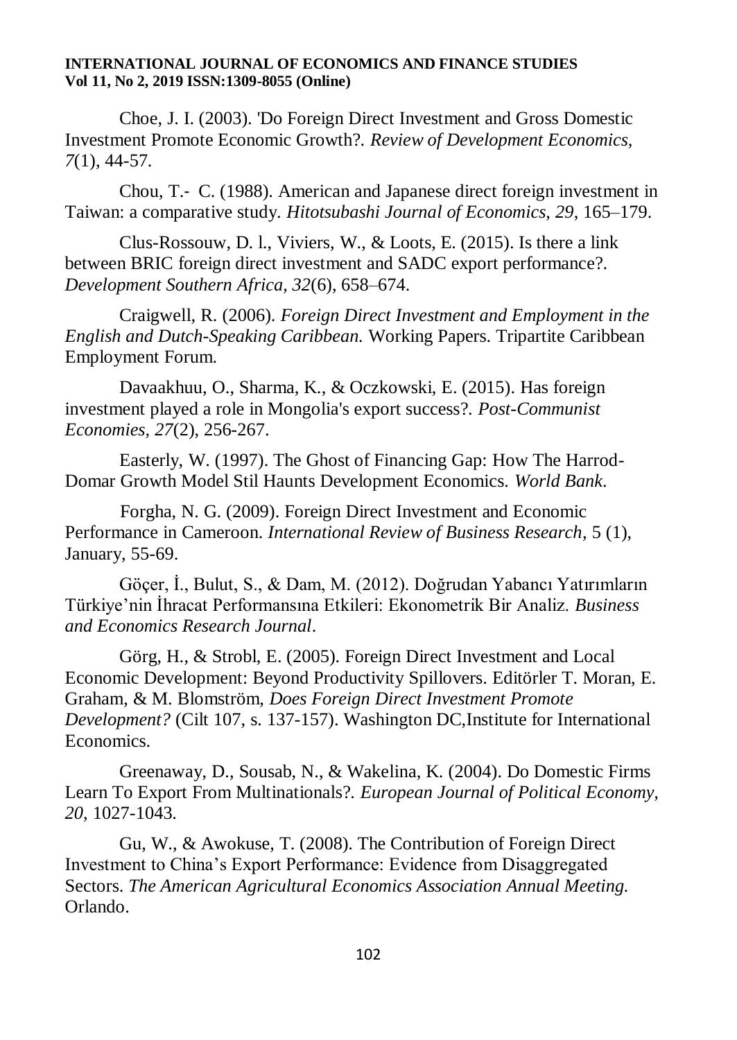Choe, J. I. (2003). 'Do Foreign Direct Investment and Gross Domestic Investment Promote Economic Growth?. *Review of Development Economics, 7*(1), 44-57.

Chou, T.- C. (1988). American and Japanese direct foreign investment in Taiwan: a comparative study. *Hitotsubashi Journal of Economics, 29*, 165–179.

Clus-Rossouw, D. l., Viviers, W., & Loots, E. (2015). Is there a link between BRIC foreign direct investment and SADC export performance?. *Development Southern Africa, 32*(6), 658–674.

Craigwell, R. (2006). *Foreign Direct Investment and Employment in the English and Dutch-Speaking Caribbean.* Working Papers. Tripartite Caribbean Employment Forum.

Davaakhuu, O., Sharma, K., & Oczkowski, E. (2015). Has foreign investment played a role in Mongolia's export success?. *Post-Communist Economies, 27*(2), 256-267.

Easterly, W. (1997). The Ghost of Financing Gap: How The Harrod-Domar Growth Model Stil Haunts Development Economics. *World Bank*.

Forgha, N. G. (2009). Foreign Direct Investment and Economic Performance in Cameroon. *International Review of Business Research*, 5 (1), January, 55-69.

Göçer, İ., Bulut, S., & Dam, M. (2012). Doğrudan Yabancı Yatırımların Türkiye'nin İhracat Performansına Etkileri: Ekonometrik Bir Analiz. *Business and Economics Research Journal*.

Görg, H., & Strobl, E. (2005). Foreign Direct Investment and Local Economic Development: Beyond Productivity Spillovers. Editörler T. Moran, E. Graham, & M. Blomström, *Does Foreign Direct Investment Promote Development?* (Cilt 107, s. 137-157). Washington DC,Institute for International Economics.

Greenaway, D., Sousab, N., & Wakelina, K. (2004). Do Domestic Firms Learn To Export From Multinationals?. *European Journal of Political Economy, 20*, 1027-1043.

Gu, W., & Awokuse, T. (2008). The Contribution of Foreign Direct Investment to China's Export Performance: Evidence from Disaggregated Sectors. *The American Agricultural Economics Association Annual Meeting.* Orlando.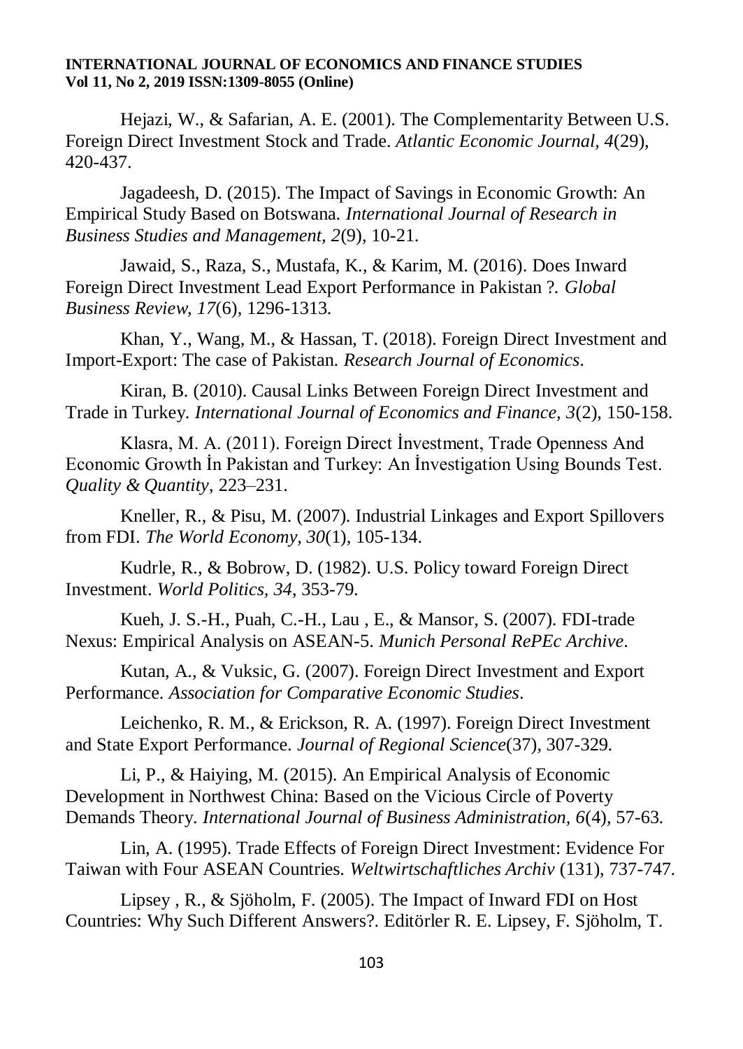Hejazi, W., & Safarian, A. E. (2001). The Complementarity Between U.S. Foreign Direct Investment Stock and Trade. *Atlantic Economic Journal, 4*(29), 420-437.

Jagadeesh, D. (2015). The Impact of Savings in Economic Growth: An Empirical Study Based on Botswana. *International Journal of Research in Business Studies and Management, 2*(9), 10-21.

Jawaid, S., Raza, S., Mustafa, K., & Karim, M. (2016). Does Inward Foreign Direct Investment Lead Export Performance in Pakistan ?. *Global Business Review, 17*(6), 1296-1313.

Khan, Y., Wang, M., & Hassan, T. (2018). Foreign Direct Investment and Import-Export: The case of Pakistan. *Research Journal of Economics*.

Kiran, B. (2010). Causal Links Between Foreign Direct Investment and Trade in Turkey. *International Journal of Economics and Finance, 3*(2), 150-158.

Klasra, M. A. (2011). Foreign Direct İnvestment, Trade Openness And Economic Growth İn Pakistan and Turkey: An İnvestigation Using Bounds Test. *Quality & Quantity*, 223–231.

Kneller, R., & Pisu, M. (2007). Industrial Linkages and Export Spillovers from FDI. *The World Economy, 30*(1), 105-134.

Kudrle, R., & Bobrow, D. (1982). U.S. Policy toward Foreign Direct Investment. *World Politics, 34*, 353-79.

Kueh, J. S.-H., Puah, C.-H., Lau , E., & Mansor, S. (2007). FDI-trade Nexus: Empirical Analysis on ASEAN-5. *Munich Personal RePEc Archive*.

Kutan, A., & Vuksic, G. (2007). Foreign Direct Investment and Export Performance. *Association for Comparative Economic Studies*.

Leichenko, R. M., & Erickson, R. A. (1997). Foreign Direct Investment and State Export Performance. *Journal of Regional Science*(37), 307-329.

Li, P., & Haiying, M. (2015). An Empirical Analysis of Economic Development in Northwest China: Based on the Vicious Circle of Poverty Demands Theory. *International Journal of Business Administration, 6*(4), 57-63.

Lin, A. (1995). Trade Effects of Foreign Direct Investment: Evidence For Taiwan with Four ASEAN Countries. *Weltwirtschaftliches Archiv* (131), 737-747.

Lipsey , R., & Sjöholm, F. (2005). The Impact of Inward FDI on Host Countries: Why Such Different Answers?. Editörler R. E. Lipsey, F. Sjöholm, T.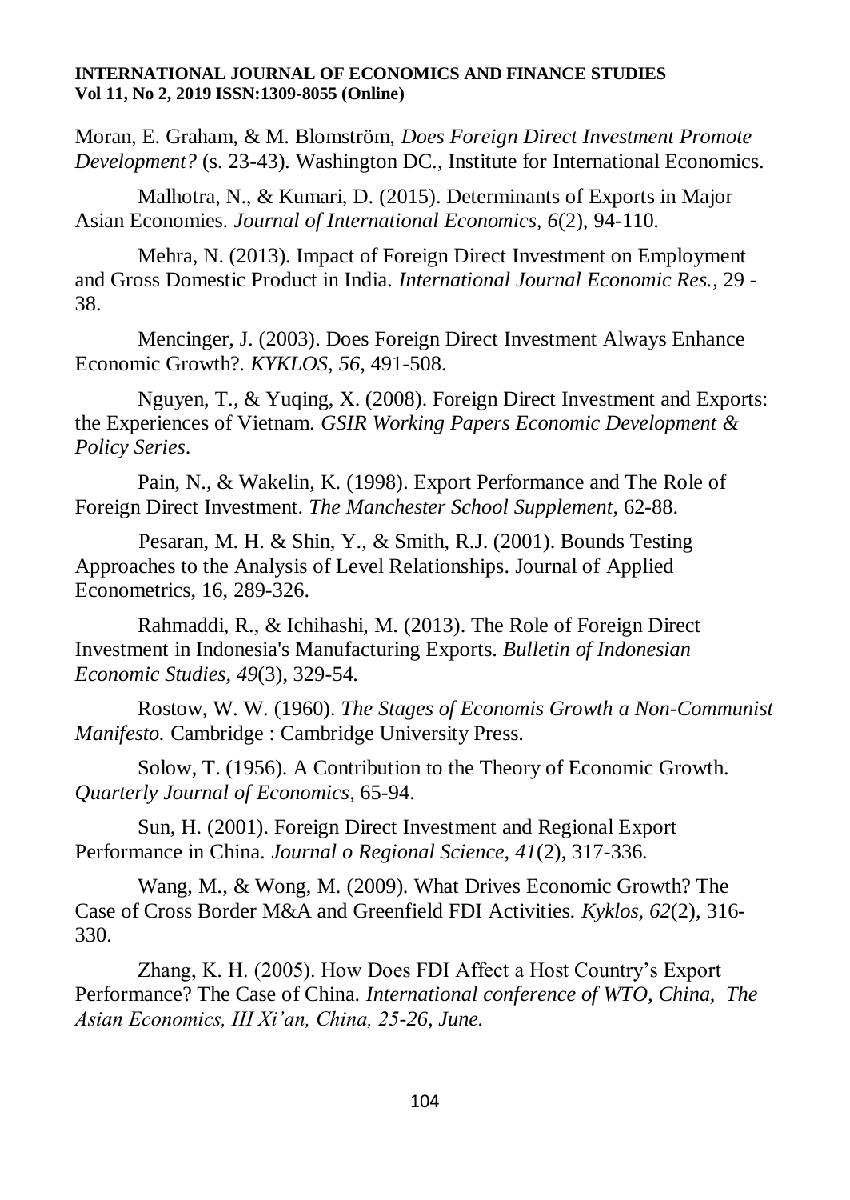Moran, E. Graham, & M. Blomström, *Does Foreign Direct Investment Promote Development?* (s. 23-43). Washington DC., Institute for International Economics.

Malhotra, N., & Kumari, D. (2015). Determinants of Exports in Major Asian Economies. *Journal of International Economics, 6*(2), 94-110.

Mehra, N. (2013). Impact of Foreign Direct Investment on Employment and Gross Domestic Product in India. *International Journal Economic Res.*, 29 - 38.

Mencinger, J. (2003). Does Foreign Direct Investment Always Enhance Economic Growth?. *KYKLOS, 56*, 491-508.

Nguyen, T., & Yuqing, X. (2008). Foreign Direct Investment and Exports: the Experiences of Vietnam. *GSIR Working Papers Economic Development & Policy Series*.

Pain, N., & Wakelin, K. (1998). Export Performance and The Role of Foreign Direct Investment. *The Manchester School Supplement*, 62-88.

Pesaran, M. H. & Shin, Y., & Smith, R.J. (2001). Bounds Testing Approaches to the Analysis of Level Relationships. Journal of Applied Econometrics, 16, 289-326.

Rahmaddi, R., & Ichihashi, M. (2013). The Role of Foreign Direct Investment in Indonesia's Manufacturing Exports. *Bulletin of Indonesian Economic Studies, 49*(3), 329-54.

Rostow, W. W. (1960). *The Stages of Economis Growth a Non-Communist Manifesto.* Cambridge : Cambridge University Press.

Solow, T. (1956). A Contribution to the Theory of Economic Growth. *Quarterly Journal of Economics*, 65-94.

Sun, H. (2001). Foreign Direct Investment and Regional Export Performance in China. *Journal o Regional Science, 41*(2), 317-336.

Wang, M., & Wong, M. (2009). What Drives Economic Growth? The Case of Cross Border M&A and Greenfield FDI Activities. *Kyklos, 62*(2), 316-330.

Zhang, K. H. (2005). How Does FDI Affect a Host Country's Export Performance? The Case of China. *International conference of WTO, China, The Asian Economics, III Xi'an, China, 25-26, June.*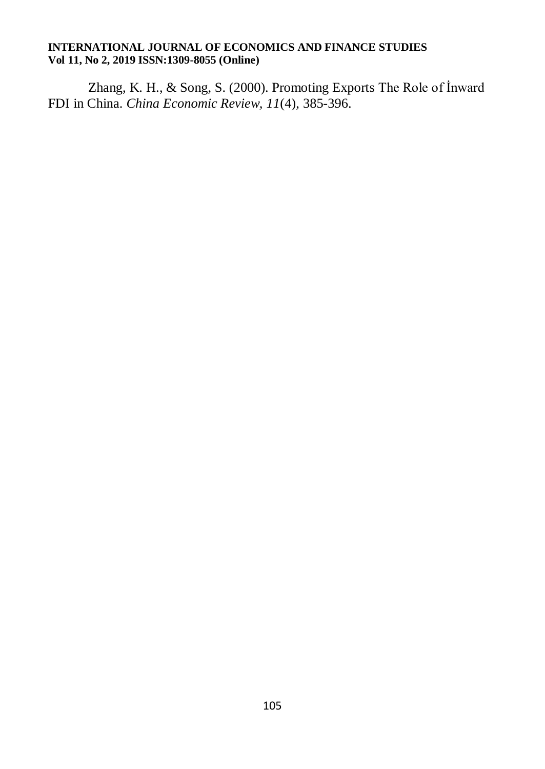Zhang, K. H., & Song, S. (2000). Promoting Exports The Role of İnward FDI in China. *China Economic Review, 11*(4), 385-396.